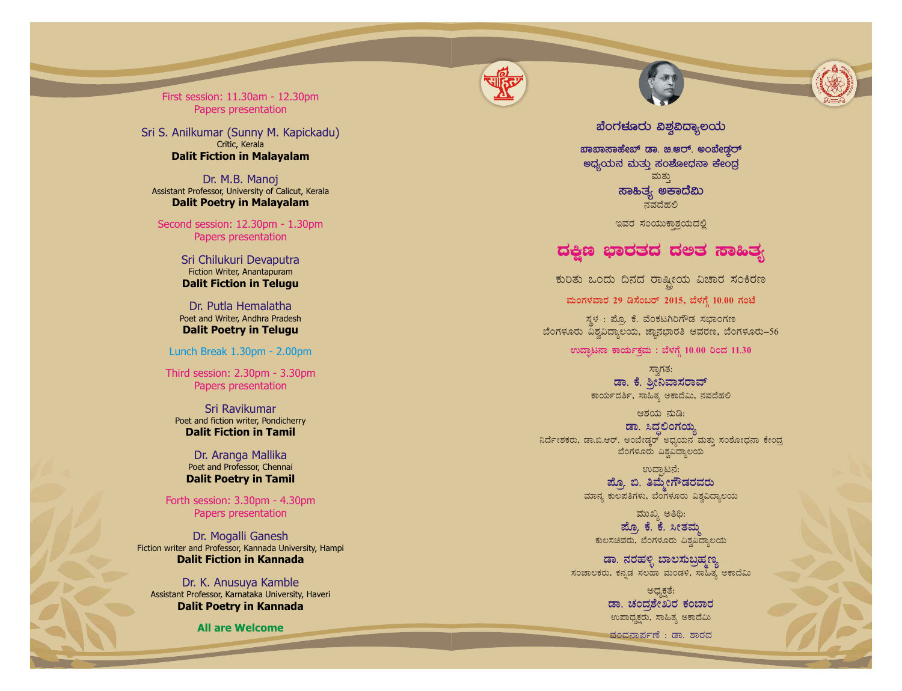First session: 11.30am - 12.30pm
Papers presentation

Sri S. Anilkumar (Sunny M. Kapickadu)
Critic, Kerala
**Dalit Fiction in Malayalam**

Dr. M.B. Manoj
Assistant Professor, University of Calicut, Kerala
**Dalit Poetry in Malayalam**

Second session: 12.30pm - 1.30pm
Papers presentation

Sri Chilukuri Devaputra
Fiction Writer, Anantapuram
**Dalit Fiction in Telugu**

Dr. Putla Hemalatha
Poet and Writer, Andhra Pradesh
**Dalit Poetry in Telugu**

Lunch Break 1.30pm - 2.00pm

Third session: 2.30pm - 3.30pm
Papers presentation

Sri Ravikumar
Poet and fiction writer, Pondicherry
**Dalit Fiction in Tamil**

Dr. Aranga Mallika
Poet and Professor, Chennai
**Dalit Poetry in Tamil**

Forth session: 3.30pm - 4.30pm
Papers presentation

Dr. Mogalli Ganesh
Fiction writer and Professor, Kannada University, Hampi
**Dalit Fiction in Kannada**

Dr. K. Anusuya Kamble
Assistant Professor, Karnataka University, Haveri
**Dalit Poetry in Kannada**

**All are Welcome**

**ಬೆಂಗಳೂರು ವಿಶ್ವವಿದ್ಯಾಲಯ**

**ಬಾಬಾಸಾಹೇಬ್ ಡಾ. ಬಿ.ಆರ್. ಅಂಬೇಡ್ಕರ್**
**ಅಧ್ಯಯನ ಮತ್ತು ಸಂಶೋಧನಾ ಕೇಂದ್ರ**
ಮತ್ತು
**ಸಾಹಿತ್ಯ ಅಕಾದೆಮಿ**
ನವದೆಹಲಿ

ಇವರ ಸಂಯುಕ್ತಾಶ್ರಯದಲ್ಲಿ

# ದಕ್ಷಿಣ ಭಾರತದ ದಲಿತ ಸಾಹಿತ್ಯ

ಕುರಿತು ಒಂದು ದಿನದ ರಾಷ್ಟ್ರೀಯ ವಿಚಾರ ಸಂಕಿರಣ

**ಮಂಗಳವಾರ 29 ಡಿಸೆಂಬರ್ 2015, ಬೆಳಗ್ಗೆ 10.00 ಗಂಟೆ**

ಸ್ಥಳ : ಪ್ರೊ. ಕೆ. ವೆಂಕಟಗಿರಿಗೌಡ ಸಭಾಂಗಣ
ಬೆಂಗಳೂರು ವಿಶ್ವವಿದ್ಯಾಲಯ, ಜ್ಞಾನಭಾರತಿ ಆವರಣ, ಬೆಂಗಳೂರು–56

**ಉದ್ಘಾಟನಾ ಕಾರ್ಯಕ್ರಮ : ಬೆಳಗ್ಗೆ 10.00 ರಿಂದ 11.30**

ಸ್ವಾಗತ:
**ಡಾ. ಕೆ. ಶ್ರೀನಿವಾಸರಾವ್**
ಕಾರ್ಯದರ್ಶಿ, ಸಾಹಿತ್ಯ ಅಕಾದೆಮಿ, ನವದೆಹಲಿ

ಆಶಯ ನುಡಿ:
**ಡಾ. ಸಿದ್ಧಲಿಂಗಯ್ಯ**
ನಿರ್ದೇಶಕರು, ಡಾ.ಬಿ.ಆರ್. ಅಂಬೇಡ್ಕರ್ ಅಧ್ಯಯನ ಮತ್ತು ಸಂಶೋಧನಾ ಕೇಂದ್ರ
ಬೆಂಗಳೂರು ವಿಶ್ವವಿದ್ಯಾಲಯ

ಉದ್ಘಾಟನೆ:
**ಪ್ರೊ. ಬಿ. ತಿಮ್ಮೇಗೌಡರವರು**
ಮಾನ್ಯ ಕುಲಪತಿಗಳು, ಬೆಂಗಳೂರು ವಿಶ್ವವಿದ್ಯಾಲಯ

ಮುಖ್ಯ ಅತಿಥಿ:
**ಪ್ರೊ. ಕೆ. ಕೆ. ಸೀತಮ್ಮ**
ಕುಲಸಚಿವರು, ಬೆಂಗಳೂರು ವಿಶ್ವವಿದ್ಯಾಲಯ

**ಡಾ. ನರಹಳ್ಳಿ ಬಾಲಸುಬ್ರಹ್ಮಣ್ಯ**
ಸಂಚಾಲಕರು, ಕನ್ನಡ ಸಲಹಾ ಮಂಡಳಿ, ಸಾಹಿತ್ಯ ಅಕಾದೆಮಿ

ಅಧ್ಯಕ್ಷತೆ:
**ಡಾ. ಚಂದ್ರಶೇಖರ ಕಂಬಾರ**
ಉಪಾಧ್ಯಕ್ಷರು, ಸಾಹಿತ್ಯ ಅಕಾದೆಮಿ

ವಂದನಾರ್ಪಣೆ : ಡಾ. ಶಾರದ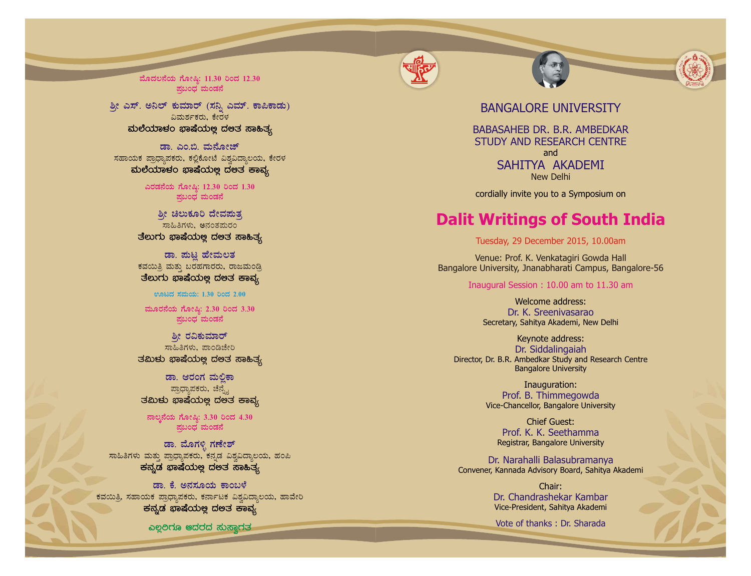ಮೊದಲನೆಯ ಗೋಷ್ಠಿ: 11.30 ರಿಂದ 12.30
ಪ್ರಬಂಧ ಮಂಡನೆ

ಶ್ರೀ ಎಸ್. ಅನಿಲ್ ಕುಮಾರ್ (ಸನ್ನಿ ಎಮ್. ಕಾಪಿಕಾಡು)
ವಿಮರ್ಶಕರು, ಕೇರಳ
**ಮಲೆಯಾಳಂ ಭಾಷೆಯಲ್ಲಿ ದಲಿತ ಸಾಹಿತ್ಯ**

ಡಾ. ಎಂ.ಬಿ. ಮನೋಜ್
ಸಹಾಯಕ ಪ್ರಾಧ್ಯಾಪಕರು, ಕಲ್ಲಿಕೋಟೆ ವಿಶ್ವವಿದ್ಯಾಲಯ, ಕೇರಳ
**ಮಲೆಯಾಳಂ ಭಾಷೆಯಲ್ಲಿ ದಲಿತ ಕಾವ್ಯ**

ಎರಡನೆಯ ಗೋಷ್ಠಿ: 12.30 ರಿಂದ 1.30
ಪ್ರಬಂಧ ಮಂಡನೆ

ಶ್ರೀ ಚಿಲುಕೂರಿ ದೇವಪುತ್ರ
ಸಾಹಿತಿಗಳು, ಅನಂತಪುರಂ
**ತೆಲುಗು ಭಾಷೆಯಲ್ಲಿ ದಲಿತ ಸಾಹಿತ್ಯ**

ಡಾ. ಪುಟ್ಲ ಹೇಮಲತ
ಕವಯಿತ್ರಿ ಮತ್ತು ಬರಹಗಾರರು, ರಾಜಮಂಡ್ರಿ
**ತೆಲುಗು ಭಾಷೆಯಲ್ಲಿ ದಲಿತ ಕಾವ್ಯ**

ಊಟದ ಸಮಯ: 1.30 ರಿಂದ 2.00

ಮೂರನೆಯ ಗೋಷ್ಠಿ: 2.30 ರಿಂದ 3.30
ಪ್ರಬಂಧ ಮಂಡನೆ

ಶ್ರೀ ರವಿಕುಮಾರ್
ಸಾಹಿತಿಗಳು, ಪಾಂಡಿಚೇರಿ
**ತಮಿಳು ಭಾಷೆಯಲ್ಲಿ ದಲಿತ ಸಾಹಿತ್ಯ**

ಡಾ. ಆರಂಗ ಮಲ್ಲಿಕಾ
ಪ್ರಾಧ್ಯಾಪಕರು, ಚೆನ್ನೈ
**ತಮಿಳು ಭಾಷೆಯಲ್ಲಿ ದಲಿತ ಕಾವ್ಯ**

ನಾಲ್ಕನೆಯ ಗೋಷ್ಠಿ: 3.30 ರಿಂದ 4.30
ಪ್ರಬಂಧ ಮಂಡನೆ

ಡಾ. ಮೊಗಳ್ಳಿ ಗಣೇಶ್
ಸಾಹಿತಿಗಳು ಮತ್ತು ಪ್ರಾಧ್ಯಾಪಕರು, ಕನ್ನಡ ವಿಶ್ವವಿದ್ಯಾಲಯ, ಹಂಪಿ
**ಕನ್ನಡ ಭಾಷೆಯಲ್ಲಿ ದಲಿತ ಸಾಹಿತ್ಯ**

ಡಾ. ಕೆ. ಅನಸೂಯ ಕಾಂಬಳೆ
ಕವಯಿತ್ರಿ, ಸಹಾಯಕ ಪ್ರಾಧ್ಯಾಪಕರು, ಕರ್ನಾಟಕ ವಿಶ್ವವಿದ್ಯಾಲಯ, ಹಾವೇರಿ
**ಕನ್ನಡ ಭಾಷೆಯಲ್ಲಿ ದಲಿತ ಕಾವ್ಯ**

ಎಲ್ಲರಿಗೂ ಆದರದ ಸುಸ್ವಾಗತ

## BANGALORE UNIVERSITY

BABASAHEB DR. B.R. AMBEDKAR
STUDY AND RESEARCH CENTRE
and
SAHITYA AKADEMI
New Delhi

cordially invite you to a Symposium on

# Dalit Writings of South India

Tuesday, 29 December 2015, 10.00am

Venue: Prof. K. Venkatagiri Gowda Hall
Bangalore University, Jnanabharati Campus, Bangalore-56

Inaugural Session : 10.00 am to 11.30 am

Welcome address:
Dr. K. Sreenivasarao
Secretary, Sahitya Akademi, New Delhi

Keynote address:
Dr. Siddalingaiah
Director, Dr. B.R. Ambedkar Study and Research Centre
Bangalore University

Inauguration:
Prof. B. Thimmegowda
Vice-Chancellor, Bangalore University

Chief Guest:
Prof. K. K. Seethamma
Registrar, Bangalore University

Dr. Narahalli Balasubramanya
Convener, Kannada Advisory Board, Sahitya Akademi

Chair:
Dr. Chandrashekar Kambar
Vice-President, Sahitya Akademi

Vote of thanks : Dr. Sharada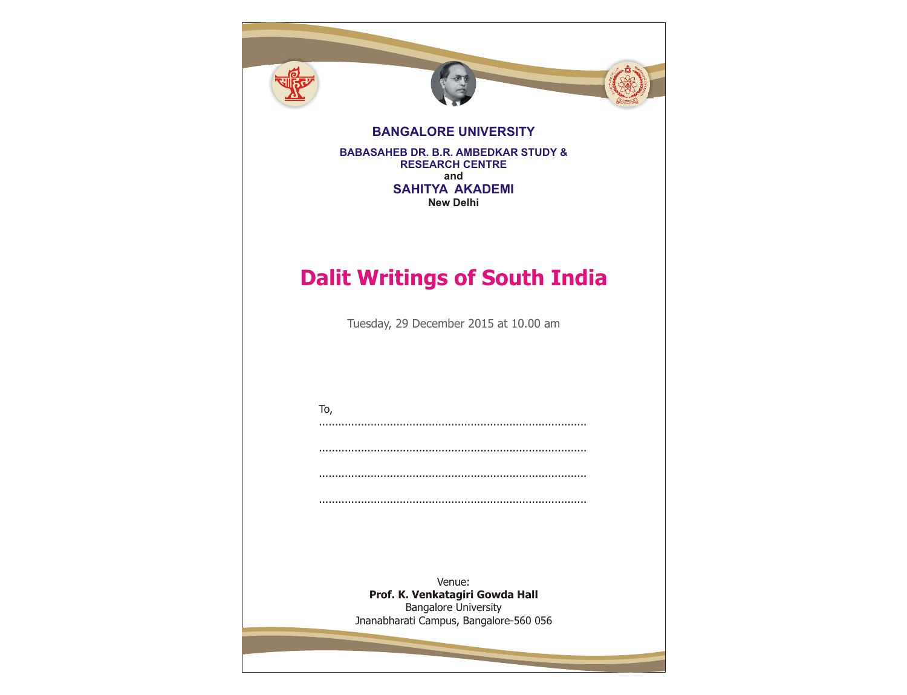**BANGALORE UNIVERSITY**

**BABASAHEB DR. B.R. AMBEDKAR STUDY & RESEARCH CENTRE**

**and**

**SAHITYA AKADEMI**

**New Delhi**

# Dalit Writings of South India

Tuesday, 29 December 2015 at 10.00 am

To,

..................................................................................

..................................................................................

..................................................................................

..................................................................................

Venue:

**Prof. K. Venkatagiri Gowda Hall**

Bangalore University

Jnanabharati Campus, Bangalore-560 056